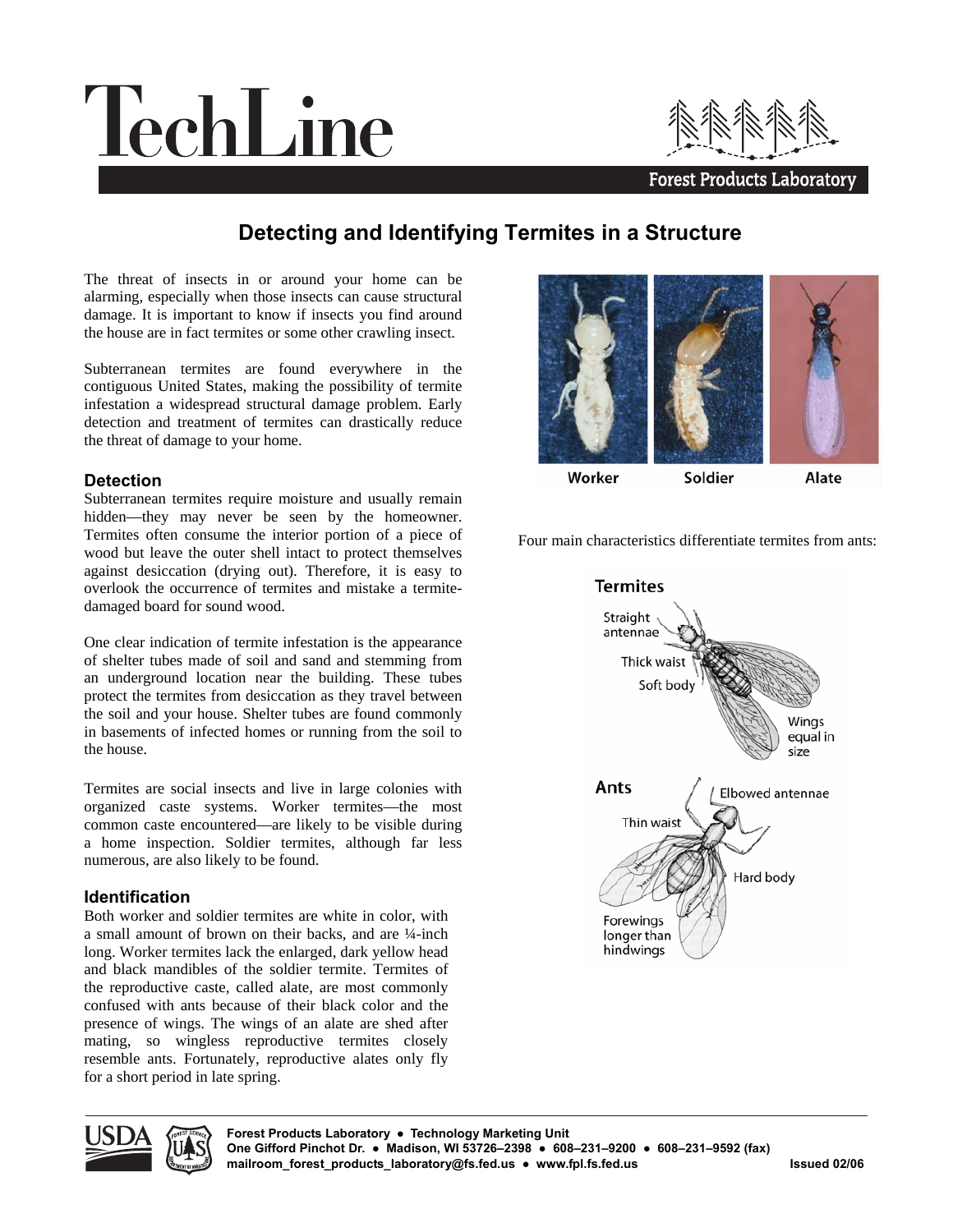# TechLine

Forest Products Laboratory

## Detecting and Identifying Termites in a Structure

The threat of insects in or around your home can be alarming, especially when those insects can cause structural damage. It is important to know if insects you find around the house are in fact termites or some other crawling insect.

Subterranean termites are found everywhere in the contiguous United States, making the possibility of termite infestation a widespread structural damage problem. Early detection and treatment of termites can drastically reduce the threat of damage to your home.

### Detection

Subterranean termites require moisture and usually remain hidden—they may never be seen by the homeowner. Termites often consume the interior portion of a piece of wood but leave the outer shell intact to protect themselves against desiccation (drying out). Therefore, it is easy to overlook the occurrence of termites and mistake a termite-damaged board for sound wood.

One clear indication of termite infestation is the appearance of shelter tubes made of soil and sand and stemming from an underground location near the building. These tubes protect the termites from desiccation as they travel between the soil and your house. Shelter tubes are found commonly in basements of infected homes or running from the soil to the house.

Termites are social insects and live in large colonies with organized caste systems. Worker termites—the most common caste encountered—are likely to be visible during a home inspection. Soldier termites, although far less numerous, are also likely to be found.

### Identification

Both worker and soldier termites are white in color, with a small amount of brown on their backs, and are ¼-inch long. Worker termites lack the enlarged, dark yellow head and black mandibles of the soldier termite. Termites of the reproductive caste, called alate, are most commonly confused with ants because of their black color and the presence of wings. The wings of an alate are shed after mating, so wingless reproductive termites closely resemble ants. Fortunately, reproductive alates only fly for a short period in late spring.

Worker    Soldier    Alate

Four main characteristics differentiate termites from ants:

**Termites**: Straight antennae; Thick waist; Soft body; Wings equal in size

**Ants**: Elbowed antennae; Thin waist; Hard body; Forewings longer than hindwings

Forest Products Laboratory • Technology Marketing Unit
One Gifford Pinchot Dr. • Madison, WI 53726–2398 • 608–231–9200 • 608–231–9592 (fax)
mailroom_forest_products_laboratory@fs.fed.us • www.fpl.fs.fed.us

Issued 02/06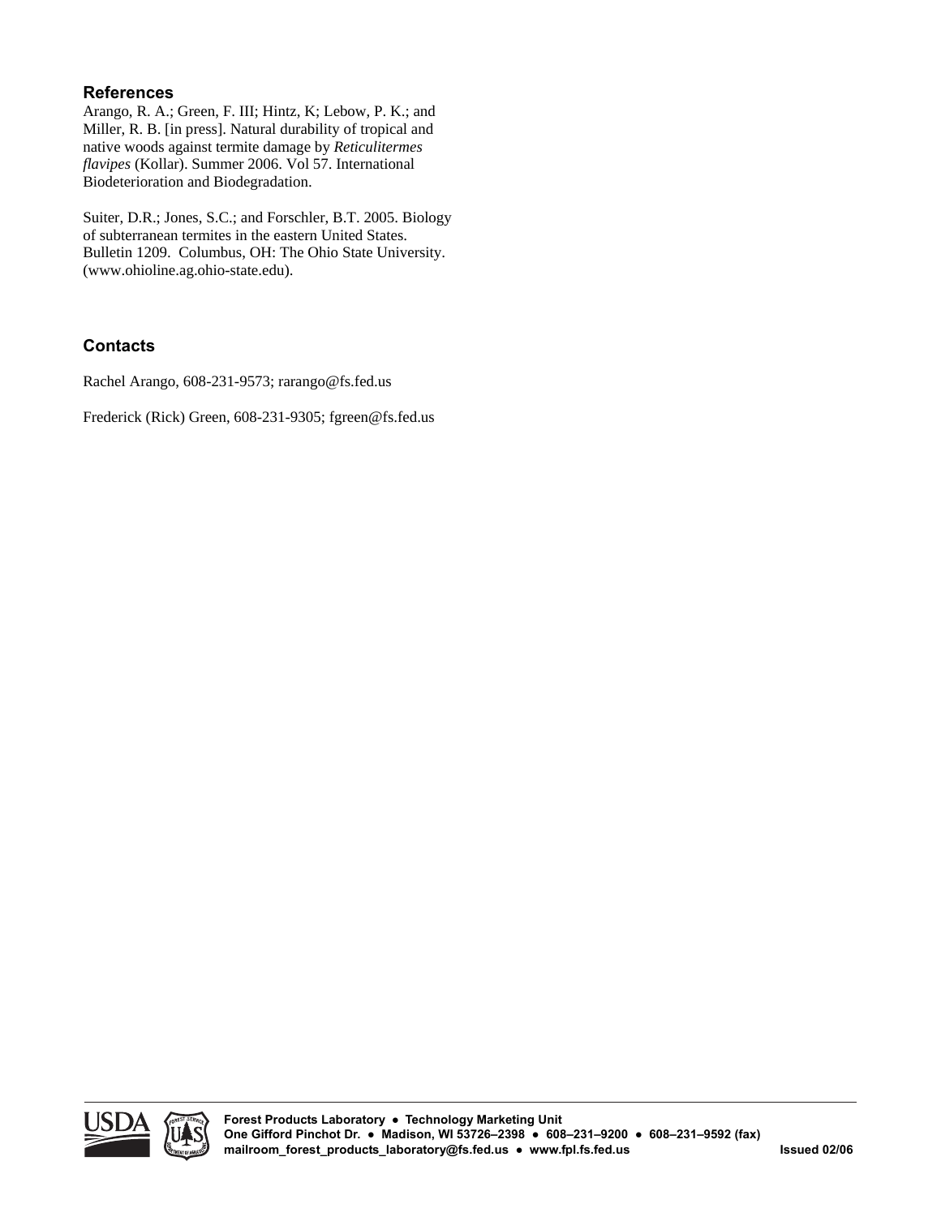## References

Arango, R. A.; Green, F. III; Hintz, K; Lebow, P. K.; and Miller, R. B. [in press]. Natural durability of tropical and native woods against termite damage by *Reticulitermes flavipes* (Kollar). Summer 2006. Vol 57. International Biodeterioration and Biodegradation.

Suiter, D.R.; Jones, S.C.; and Forschler, B.T. 2005. Biology of subterranean termites in the eastern United States. Bulletin 1209. Columbus, OH: The Ohio State University. (www.ohioline.ag.ohio-state.edu).

## Contacts

Rachel Arango, 608-231-9573; rarango@fs.fed.us

Frederick (Rick) Green, 608-231-9305; fgreen@fs.fed.us

**Forest Products Laboratory ● Technology Marketing Unit**
**One Gifford Pinchot Dr. ● Madison, WI 53726–2398 ● 608–231–9200 ● 608–231–9592 (fax)**
**mailroom_forest_products_laboratory@fs.fed.us ● www.fpl.fs.fed.us**

**Issued 02/06**